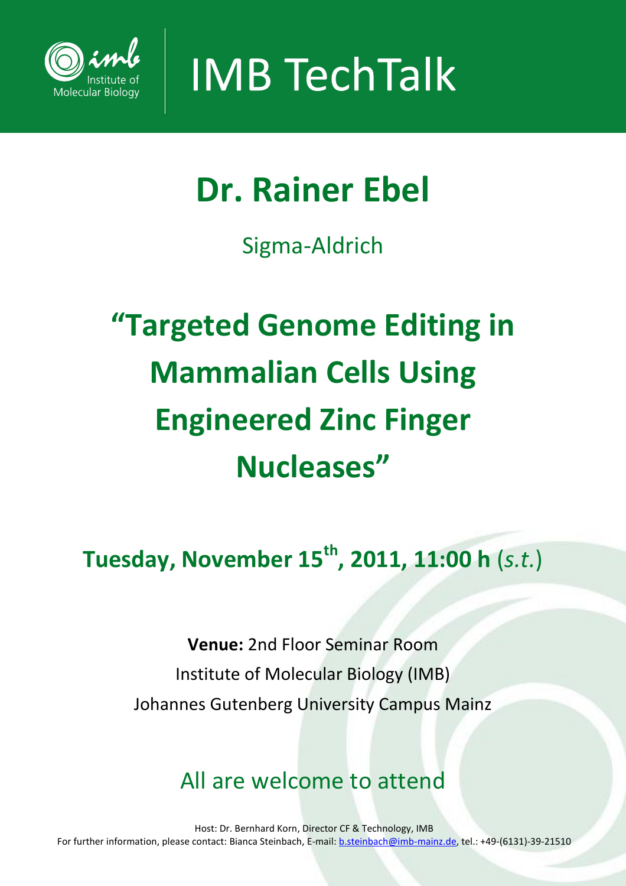Institute of Molecular Biology

# IMB TechTalk

# Dr. Rainer Ebel

Sigma-Aldrich

# "Targeted Genome Editing in Mammalian Cells Using Engineered Zinc Finger Nucleases"

## Tuesday, November 15th, 2011, 11:00 h (*s.t.*)

**Venue:** 2nd Floor Seminar Room
Institute of Molecular Biology (IMB)
Johannes Gutenberg University Campus Mainz

## All are welcome to attend

Host: Dr. Bernhard Korn, Director CF & Technology, IMB
For further information, please contact: Bianca Steinbach, E-mail: b.steinbach@imb-mainz.de, tel.: +49-(6131)-39-21510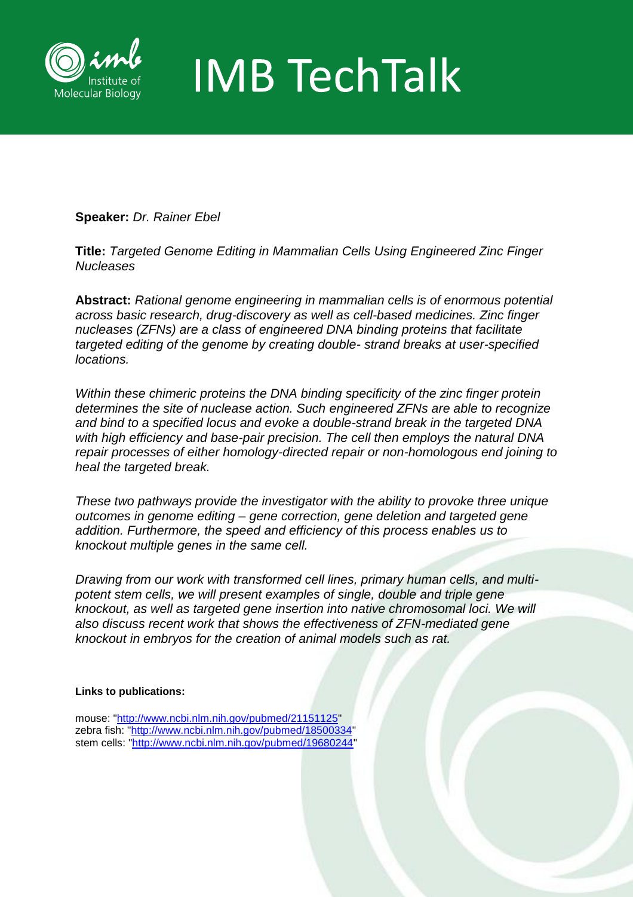# IMB TechTalk

**Speaker:** *Dr. Rainer Ebel*

**Title:** *Targeted Genome Editing in Mammalian Cells Using Engineered Zinc Finger Nucleases*

**Abstract:** *Rational genome engineering in mammalian cells is of enormous potential across basic research, drug-discovery as well as cell-based medicines. Zinc finger nucleases (ZFNs) are a class of engineered DNA binding proteins that facilitate targeted editing of the genome by creating double- strand breaks at user-specified locations.*

*Within these chimeric proteins the DNA binding specificity of the zinc finger protein determines the site of nuclease action. Such engineered ZFNs are able to recognize and bind to a specified locus and evoke a double-strand break in the targeted DNA with high efficiency and base-pair precision. The cell then employs the natural DNA repair processes of either homology-directed repair or non-homologous end joining to heal the targeted break.*

*These two pathways provide the investigator with the ability to provoke three unique outcomes in genome editing – gene correction, gene deletion and targeted gene addition. Furthermore, the speed and efficiency of this process enables us to knockout multiple genes in the same cell.*

*Drawing from our work with transformed cell lines, primary human cells, and multi-potent stem cells, we will present examples of single, double and triple gene knockout, as well as targeted gene insertion into native chromosomal loci. We will also discuss recent work that shows the effectiveness of ZFN-mediated gene knockout in embryos for the creation of animal models such as rat.*

**Links to publications:**

mouse: "http://www.ncbi.nlm.nih.gov/pubmed/21151125"
zebra fish: "http://www.ncbi.nlm.nih.gov/pubmed/18500334"
stem cells: "http://www.ncbi.nlm.nih.gov/pubmed/19680244"